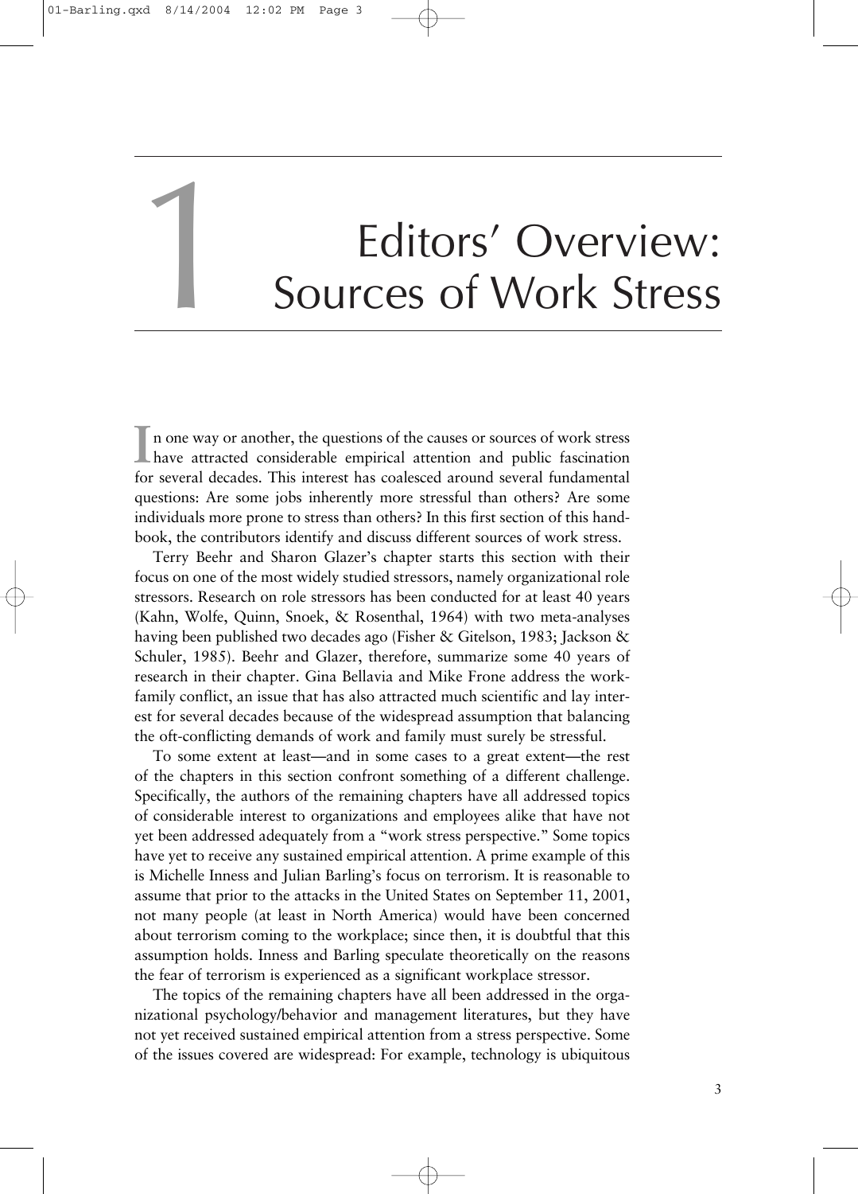# 1 Editors' Overview: Sources of Work Stress

In one way or another, the questions of the causes or sources of work stress have attracted considerable empirical attention and public fascination for several decades. This interest has coalesced around several fundamental questions: Are some jobs inherently more stressful than others? Are some individuals more prone to stress than others? In this first section of this handbook, the contributors identify and discuss different sources of work stress.

Terry Beehr and Sharon Glazer's chapter starts this section with their focus on one of the most widely studied stressors, namely organizational role stressors. Research on role stressors has been conducted for at least 40 years (Kahn, Wolfe, Quinn, Snoek, & Rosenthal, 1964) with two meta-analyses having been published two decades ago (Fisher & Gitelson, 1983; Jackson & Schuler, 1985). Beehr and Glazer, therefore, summarize some 40 years of research in their chapter. Gina Bellavia and Mike Frone address the work-family conflict, an issue that has also attracted much scientific and lay interest for several decades because of the widespread assumption that balancing the oft-conflicting demands of work and family must surely be stressful.

To some extent at least—and in some cases to a great extent—the rest of the chapters in this section confront something of a different challenge. Specifically, the authors of the remaining chapters have all addressed topics of considerable interest to organizations and employees alike that have not yet been addressed adequately from a "work stress perspective." Some topics have yet to receive any sustained empirical attention. A prime example of this is Michelle Inness and Julian Barling's focus on terrorism. It is reasonable to assume that prior to the attacks in the United States on September 11, 2001, not many people (at least in North America) would have been concerned about terrorism coming to the workplace; since then, it is doubtful that this assumption holds. Inness and Barling speculate theoretically on the reasons the fear of terrorism is experienced as a significant workplace stressor.

The topics of the remaining chapters have all been addressed in the organizational psychology/behavior and management literatures, but they have not yet received sustained empirical attention from a stress perspective. Some of the issues covered are widespread: For example, technology is ubiquitous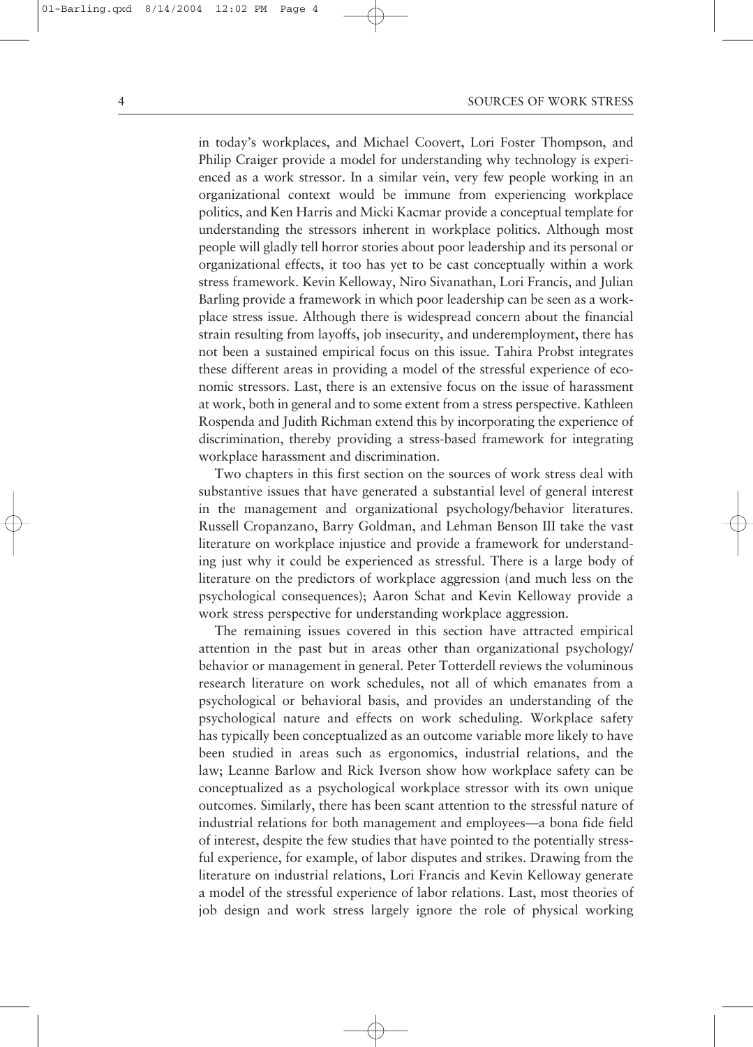in today's workplaces, and Michael Coovert, Lori Foster Thompson, and Philip Craiger provide a model for understanding why technology is experienced as a work stressor. In a similar vein, very few people working in an organizational context would be immune from experiencing workplace politics, and Ken Harris and Micki Kacmar provide a conceptual template for understanding the stressors inherent in workplace politics. Although most people will gladly tell horror stories about poor leadership and its personal or organizational effects, it too has yet to be cast conceptually within a work stress framework. Kevin Kelloway, Niro Sivanathan, Lori Francis, and Julian Barling provide a framework in which poor leadership can be seen as a workplace stress issue. Although there is widespread concern about the financial strain resulting from layoffs, job insecurity, and underemployment, there has not been a sustained empirical focus on this issue. Tahira Probst integrates these different areas in providing a model of the stressful experience of economic stressors. Last, there is an extensive focus on the issue of harassment at work, both in general and to some extent from a stress perspective. Kathleen Rospenda and Judith Richman extend this by incorporating the experience of discrimination, thereby providing a stress-based framework for integrating workplace harassment and discrimination.

Two chapters in this first section on the sources of work stress deal with substantive issues that have generated a substantial level of general interest in the management and organizational psychology/behavior literatures. Russell Cropanzano, Barry Goldman, and Lehman Benson III take the vast literature on workplace injustice and provide a framework for understanding just why it could be experienced as stressful. There is a large body of literature on the predictors of workplace aggression (and much less on the psychological consequences); Aaron Schat and Kevin Kelloway provide a work stress perspective for understanding workplace aggression.

The remaining issues covered in this section have attracted empirical attention in the past but in areas other than organizational psychology/behavior or management in general. Peter Totterdell reviews the voluminous research literature on work schedules, not all of which emanates from a psychological or behavioral basis, and provides an understanding of the psychological nature and effects on work scheduling. Workplace safety has typically been conceptualized as an outcome variable more likely to have been studied in areas such as ergonomics, industrial relations, and the law; Leanne Barlow and Rick Iverson show how workplace safety can be conceptualized as a psychological workplace stressor with its own unique outcomes. Similarly, there has been scant attention to the stressful nature of industrial relations for both management and employees—a bona fide field of interest, despite the few studies that have pointed to the potentially stressful experience, for example, of labor disputes and strikes. Drawing from the literature on industrial relations, Lori Francis and Kevin Kelloway generate a model of the stressful experience of labor relations. Last, most theories of job design and work stress largely ignore the role of physical working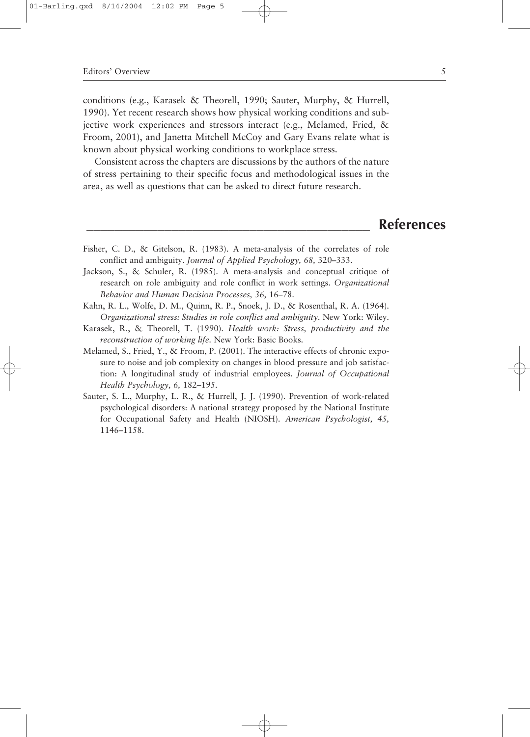conditions (e.g., Karasek & Theorell, 1990; Sauter, Murphy, & Hurrell, 1990). Yet recent research shows how physical working conditions and subjective work experiences and stressors interact (e.g., Melamed, Fried, & Froom, 2001), and Janetta Mitchell McCoy and Gary Evans relate what is known about physical working conditions to workplace stress.

Consistent across the chapters are discussions by the authors of the nature of stress pertaining to their specific focus and methodological issues in the area, as well as questions that can be asked to direct future research.

## References

Fisher, C. D., & Gitelson, R. (1983). A meta-analysis of the correlates of role conflict and ambiguity. *Journal of Applied Psychology, 68,* 320–333.

Jackson, S., & Schuler, R. (1985). A meta-analysis and conceptual critique of research on role ambiguity and role conflict in work settings. *Organizational Behavior and Human Decision Processes, 36,* 16–78.

Kahn, R. L., Wolfe, D. M., Quinn, R. P., Snoek, J. D., & Rosenthal, R. A. (1964). *Organizational stress: Studies in role conflict and ambiguity*. New York: Wiley.

Karasek, R., & Theorell, T. (1990). *Health work: Stress, productivity and the reconstruction of working life*. New York: Basic Books.

Melamed, S., Fried, Y., & Froom, P. (2001). The interactive effects of chronic exposure to noise and job complexity on changes in blood pressure and job satisfaction: A longitudinal study of industrial employees. *Journal of Occupational Health Psychology, 6,* 182–195.

Sauter, S. L., Murphy, L. R., & Hurrell, J. J. (1990). Prevention of work-related psychological disorders: A national strategy proposed by the National Institute for Occupational Safety and Health (NIOSH). *American Psychologist, 45,* 1146–1158.